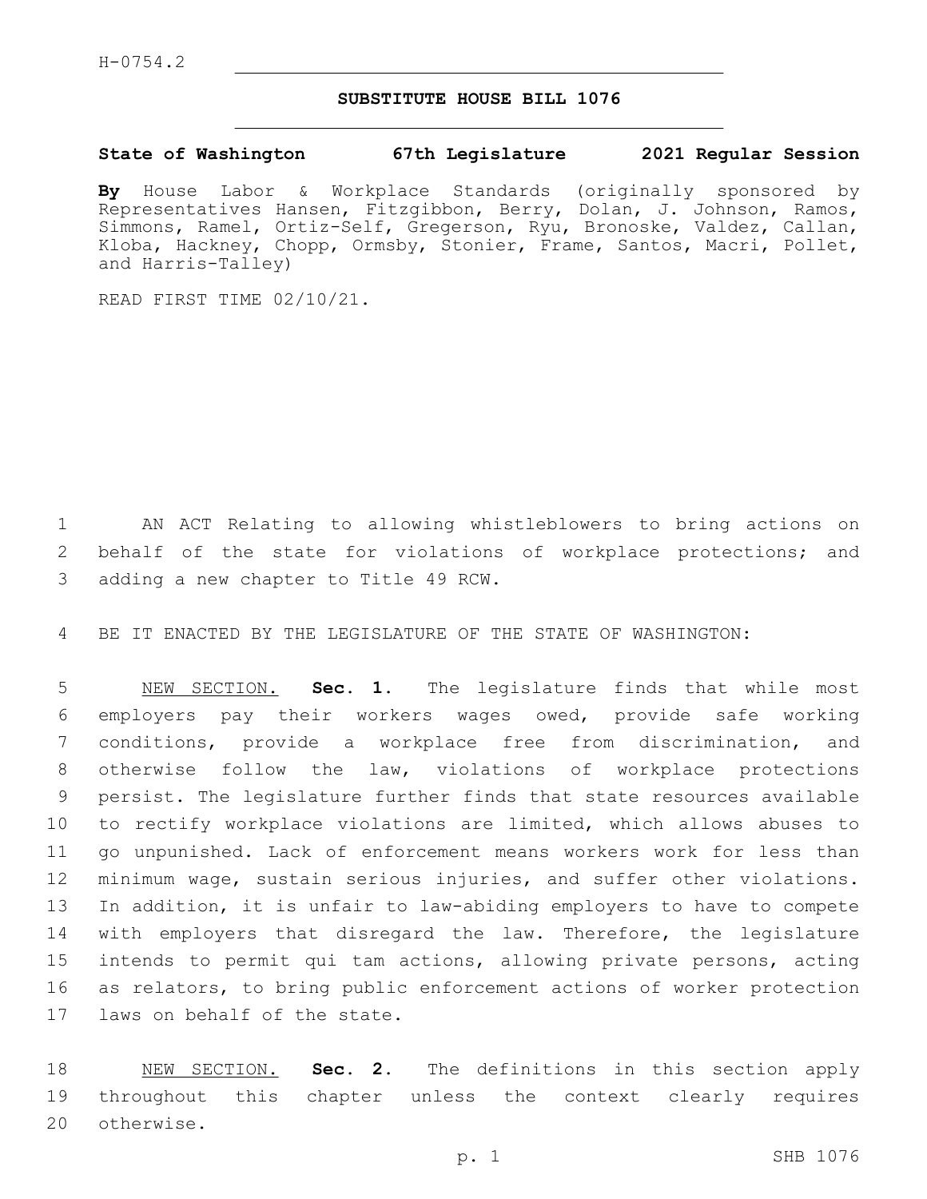H-0754.2

# SUBSTITUTE HOUSE BILL 1076

**State of Washington 67th Legislature 2021 Regular Session**

**By** House Labor & Workplace Standards (originally sponsored by Representatives Hansen, Fitzgibbon, Berry, Dolan, J. Johnson, Ramos, Simmons, Ramel, Ortiz-Self, Gregerson, Ryu, Bronoske, Valdez, Callan, Kloba, Hackney, Chopp, Ormsby, Stonier, Frame, Santos, Macri, Pollet, and Harris-Talley)

READ FIRST TIME 02/10/21.

AN ACT Relating to allowing whistleblowers to bring actions on behalf of the state for violations of workplace protections; and adding a new chapter to Title 49 RCW.

BE IT ENACTED BY THE LEGISLATURE OF THE STATE OF WASHINGTON:

NEW SECTION. **Sec. 1.** The legislature finds that while most employers pay their workers wages owed, provide safe working conditions, provide a workplace free from discrimination, and otherwise follow the law, violations of workplace protections persist. The legislature further finds that state resources available to rectify workplace violations are limited, which allows abuses to go unpunished. Lack of enforcement means workers work for less than minimum wage, sustain serious injuries, and suffer other violations. In addition, it is unfair to law-abiding employers to have to compete with employers that disregard the law. Therefore, the legislature intends to permit qui tam actions, allowing private persons, acting as relators, to bring public enforcement actions of worker protection laws on behalf of the state.

NEW SECTION. **Sec. 2.** The definitions in this section apply throughout this chapter unless the context clearly requires otherwise.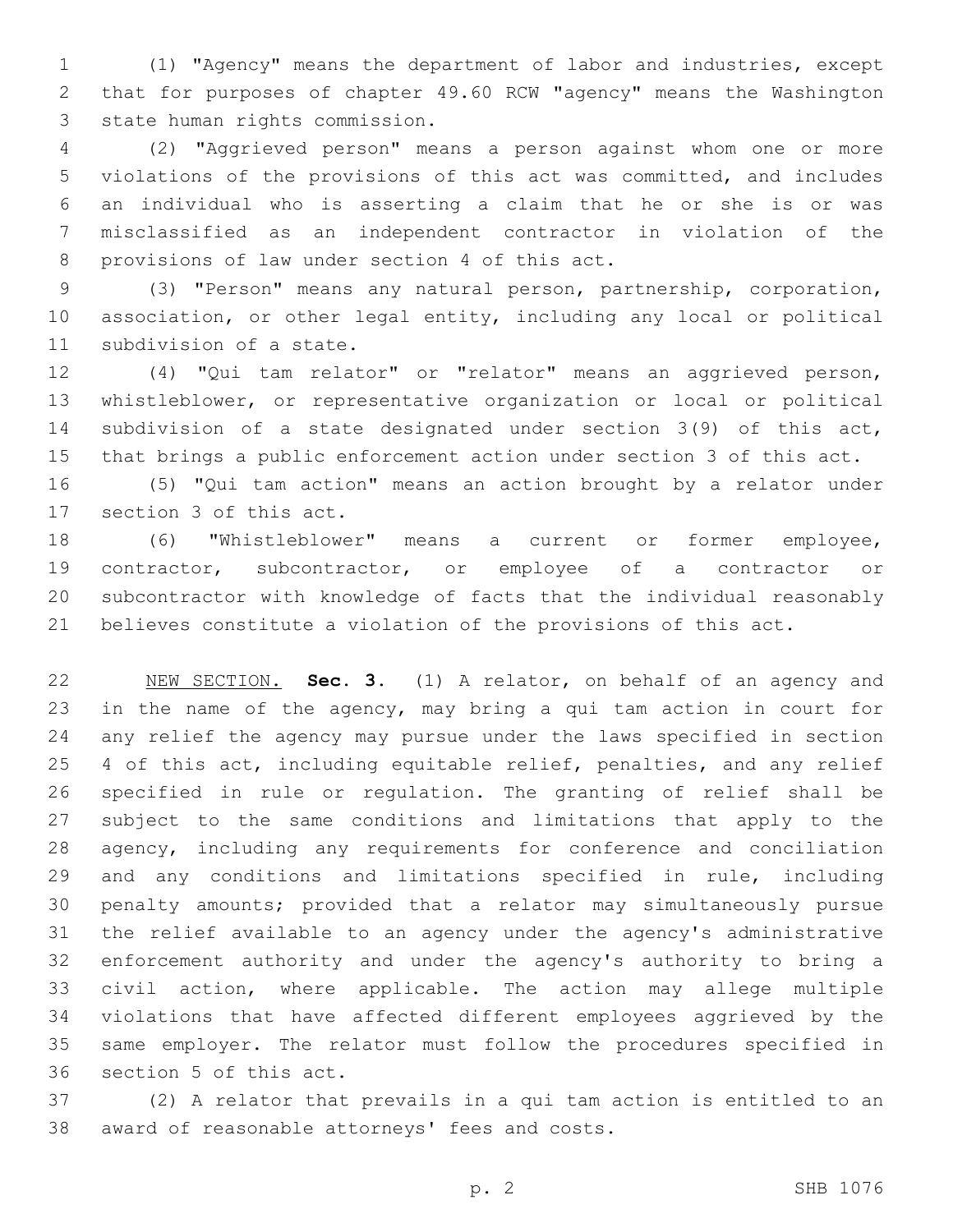(1) "Agency" means the department of labor and industries, except that for purposes of chapter 49.60 RCW "agency" means the Washington state human rights commission.

(2) "Aggrieved person" means a person against whom one or more violations of the provisions of this act was committed, and includes an individual who is asserting a claim that he or she is or was misclassified as an independent contractor in violation of the provisions of law under section 4 of this act.

(3) "Person" means any natural person, partnership, corporation, association, or other legal entity, including any local or political subdivision of a state.

(4) "Qui tam relator" or "relator" means an aggrieved person, whistleblower, or representative organization or local or political subdivision of a state designated under section 3(9) of this act, that brings a public enforcement action under section 3 of this act.

(5) "Qui tam action" means an action brought by a relator under section 3 of this act.

(6) "Whistleblower" means a current or former employee, contractor, subcontractor, or employee of a contractor or subcontractor with knowledge of facts that the individual reasonably believes constitute a violation of the provisions of this act.

NEW SECTION. **Sec. 3.** (1) A relator, on behalf of an agency and in the name of the agency, may bring a qui tam action in court for any relief the agency may pursue under the laws specified in section 4 of this act, including equitable relief, penalties, and any relief specified in rule or regulation. The granting of relief shall be subject to the same conditions and limitations that apply to the agency, including any requirements for conference and conciliation and any conditions and limitations specified in rule, including penalty amounts; provided that a relator may simultaneously pursue the relief available to an agency under the agency's administrative enforcement authority and under the agency's authority to bring a civil action, where applicable. The action may allege multiple violations that have affected different employees aggrieved by the same employer. The relator must follow the procedures specified in section 5 of this act.

(2) A relator that prevails in a qui tam action is entitled to an award of reasonable attorneys' fees and costs.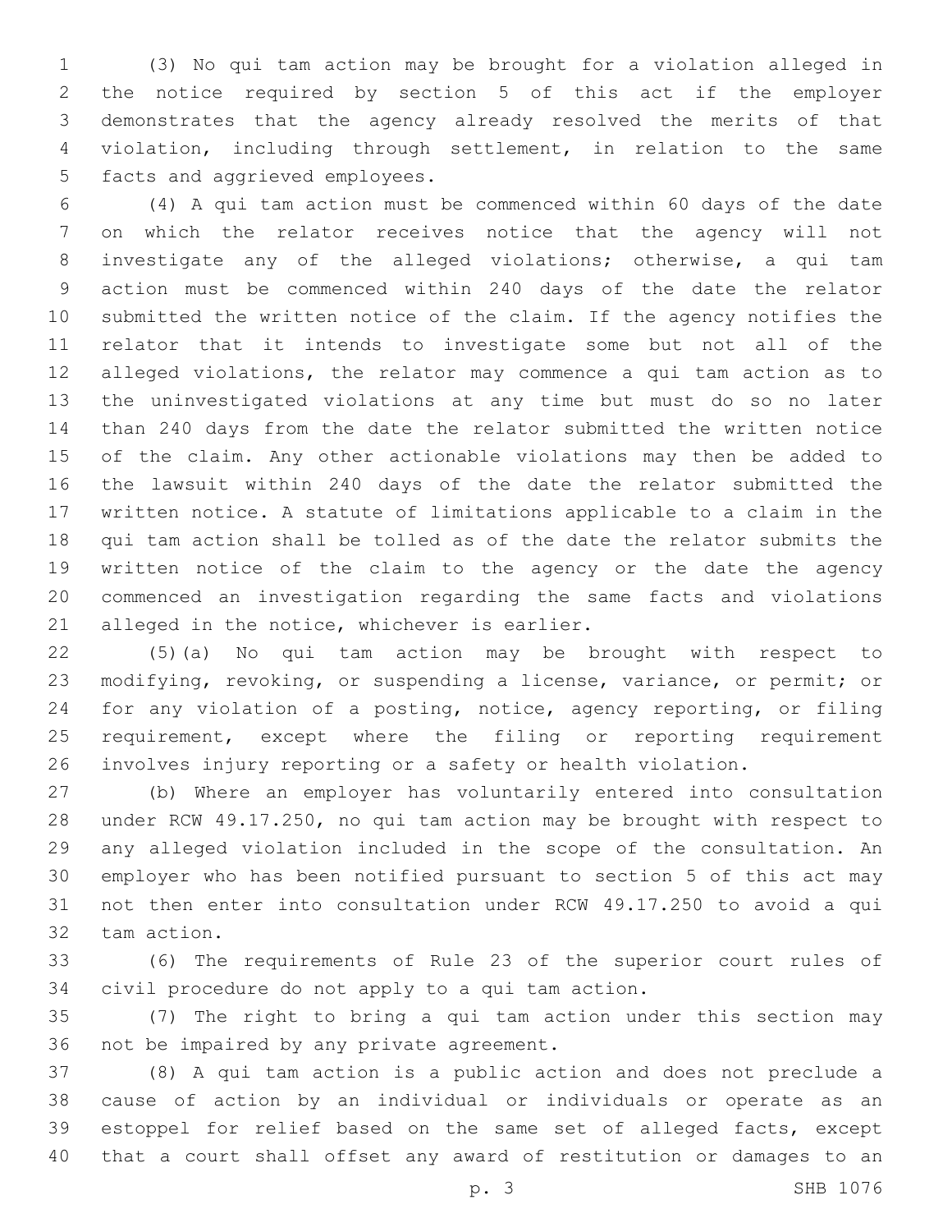(3) No qui tam action may be brought for a violation alleged in the notice required by section 5 of this act if the employer demonstrates that the agency already resolved the merits of that violation, including through settlement, in relation to the same facts and aggrieved employees.

(4) A qui tam action must be commenced within 60 days of the date on which the relator receives notice that the agency will not investigate any of the alleged violations; otherwise, a qui tam action must be commenced within 240 days of the date the relator submitted the written notice of the claim. If the agency notifies the relator that it intends to investigate some but not all of the alleged violations, the relator may commence a qui tam action as to the uninvestigated violations at any time but must do so no later than 240 days from the date the relator submitted the written notice of the claim. Any other actionable violations may then be added to the lawsuit within 240 days of the date the relator submitted the written notice. A statute of limitations applicable to a claim in the qui tam action shall be tolled as of the date the relator submits the written notice of the claim to the agency or the date the agency commenced an investigation regarding the same facts and violations alleged in the notice, whichever is earlier.

(5)(a) No qui tam action may be brought with respect to modifying, revoking, or suspending a license, variance, or permit; or for any violation of a posting, notice, agency reporting, or filing requirement, except where the filing or reporting requirement involves injury reporting or a safety or health violation.

(b) Where an employer has voluntarily entered into consultation under RCW 49.17.250, no qui tam action may be brought with respect to any alleged violation included in the scope of the consultation. An employer who has been notified pursuant to section 5 of this act may not then enter into consultation under RCW 49.17.250 to avoid a qui tam action.

(6) The requirements of Rule 23 of the superior court rules of civil procedure do not apply to a qui tam action.

(7) The right to bring a qui tam action under this section may not be impaired by any private agreement.

(8) A qui tam action is a public action and does not preclude a cause of action by an individual or individuals or operate as an estoppel for relief based on the same set of alleged facts, except that a court shall offset any award of restitution or damages to an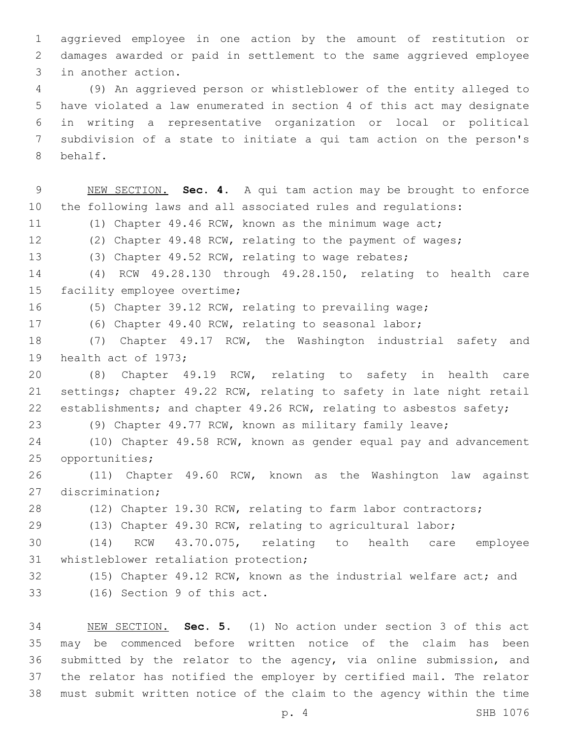aggrieved employee in one action by the amount of restitution or damages awarded or paid in settlement to the same aggrieved employee in another action.

(9) An aggrieved person or whistleblower of the entity alleged to have violated a law enumerated in section 4 of this act may designate in writing a representative organization or local or political subdivision of a state to initiate a qui tam action on the person's behalf.

NEW SECTION. **Sec. 4.** A qui tam action may be brought to enforce the following laws and all associated rules and regulations:

(1) Chapter 49.46 RCW, known as the minimum wage act;

(2) Chapter 49.48 RCW, relating to the payment of wages;

(3) Chapter 49.52 RCW, relating to wage rebates;

(4) RCW 49.28.130 through 49.28.150, relating to health care facility employee overtime;

(5) Chapter 39.12 RCW, relating to prevailing wage;

(6) Chapter 49.40 RCW, relating to seasonal labor;

(7) Chapter 49.17 RCW, the Washington industrial safety and health act of 1973;

(8) Chapter 49.19 RCW, relating to safety in health care settings; chapter 49.22 RCW, relating to safety in late night retail establishments; and chapter 49.26 RCW, relating to asbestos safety;

(9) Chapter 49.77 RCW, known as military family leave;

(10) Chapter 49.58 RCW, known as gender equal pay and advancement opportunities;

(11) Chapter 49.60 RCW, known as the Washington law against discrimination;

(12) Chapter 19.30 RCW, relating to farm labor contractors;

(13) Chapter 49.30 RCW, relating to agricultural labor;

(14) RCW 43.70.075, relating to health care employee whistleblower retaliation protection;

(15) Chapter 49.12 RCW, known as the industrial welfare act; and

(16) Section 9 of this act.

NEW SECTION. **Sec. 5.** (1) No action under section 3 of this act may be commenced before written notice of the claim has been submitted by the relator to the agency, via online submission, and the relator has notified the employer by certified mail. The relator must submit written notice of the claim to the agency within the time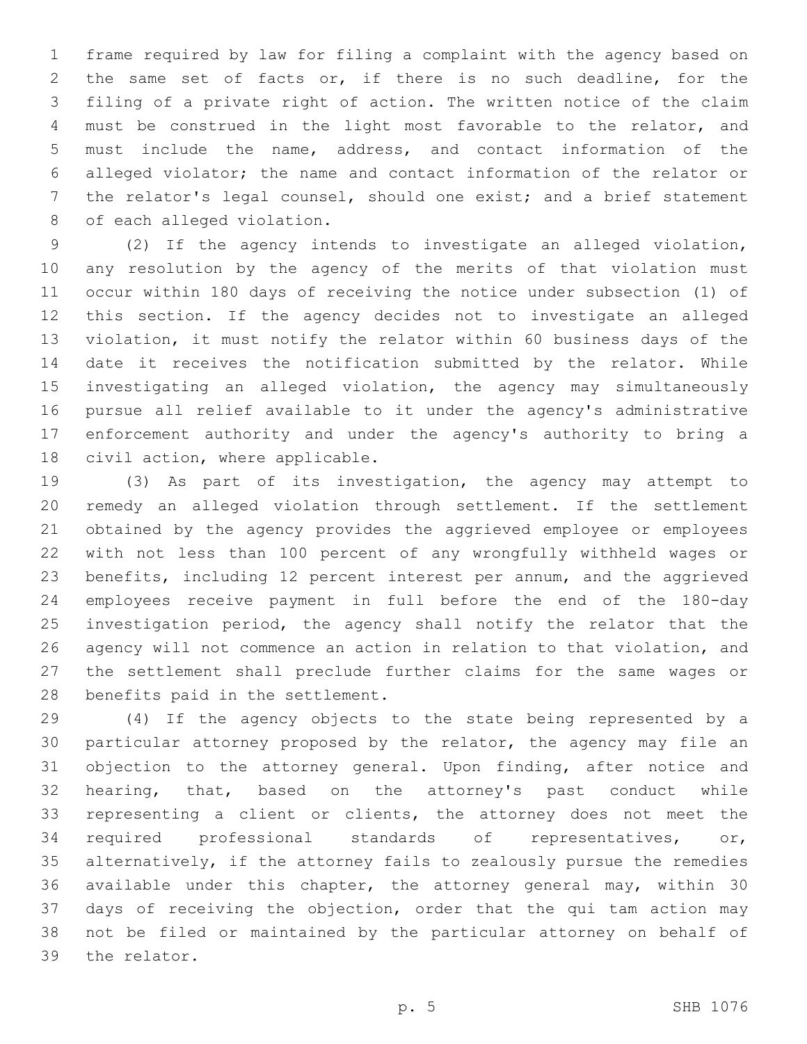frame required by law for filing a complaint with the agency based on the same set of facts or, if there is no such deadline, for the filing of a private right of action. The written notice of the claim must be construed in the light most favorable to the relator, and must include the name, address, and contact information of the alleged violator; the name and contact information of the relator or the relator's legal counsel, should one exist; and a brief statement of each alleged violation.

(2) If the agency intends to investigate an alleged violation, any resolution by the agency of the merits of that violation must occur within 180 days of receiving the notice under subsection (1) of this section. If the agency decides not to investigate an alleged violation, it must notify the relator within 60 business days of the date it receives the notification submitted by the relator. While investigating an alleged violation, the agency may simultaneously pursue all relief available to it under the agency's administrative enforcement authority and under the agency's authority to bring a civil action, where applicable.

(3) As part of its investigation, the agency may attempt to remedy an alleged violation through settlement. If the settlement obtained by the agency provides the aggrieved employee or employees with not less than 100 percent of any wrongfully withheld wages or benefits, including 12 percent interest per annum, and the aggrieved employees receive payment in full before the end of the 180-day investigation period, the agency shall notify the relator that the agency will not commence an action in relation to that violation, and the settlement shall preclude further claims for the same wages or benefits paid in the settlement.

(4) If the agency objects to the state being represented by a particular attorney proposed by the relator, the agency may file an objection to the attorney general. Upon finding, after notice and hearing, that, based on the attorney's past conduct while representing a client or clients, the attorney does not meet the required professional standards of representatives, or, alternatively, if the attorney fails to zealously pursue the remedies available under this chapter, the attorney general may, within 30 days of receiving the objection, order that the qui tam action may not be filed or maintained by the particular attorney on behalf of the relator.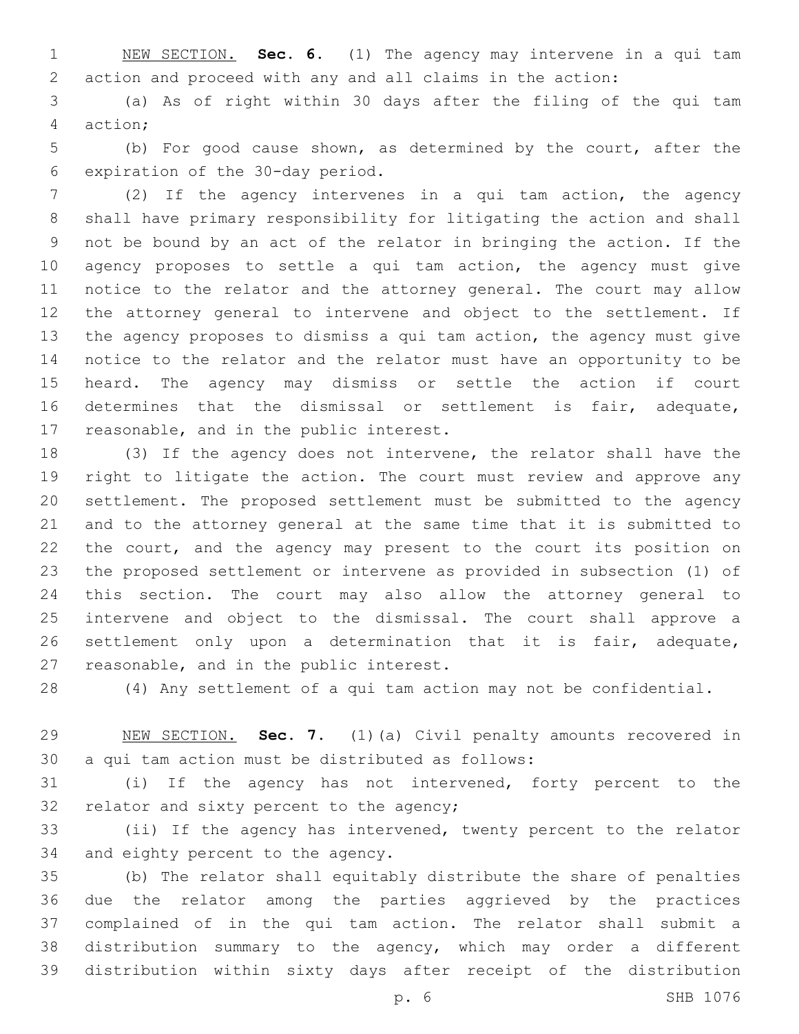NEW SECTION. **Sec. 6.** (1) The agency may intervene in a qui tam action and proceed with any and all claims in the action:

(a) As of right within 30 days after the filing of the qui tam action;

(b) For good cause shown, as determined by the court, after the expiration of the 30-day period.

(2) If the agency intervenes in a qui tam action, the agency shall have primary responsibility for litigating the action and shall not be bound by an act of the relator in bringing the action. If the agency proposes to settle a qui tam action, the agency must give notice to the relator and the attorney general. The court may allow the attorney general to intervene and object to the settlement. If the agency proposes to dismiss a qui tam action, the agency must give notice to the relator and the relator must have an opportunity to be heard. The agency may dismiss or settle the action if court determines that the dismissal or settlement is fair, adequate, reasonable, and in the public interest.

(3) If the agency does not intervene, the relator shall have the right to litigate the action. The court must review and approve any settlement. The proposed settlement must be submitted to the agency and to the attorney general at the same time that it is submitted to the court, and the agency may present to the court its position on the proposed settlement or intervene as provided in subsection (1) of this section. The court may also allow the attorney general to intervene and object to the dismissal. The court shall approve a settlement only upon a determination that it is fair, adequate, reasonable, and in the public interest.

(4) Any settlement of a qui tam action may not be confidential.

NEW SECTION. **Sec. 7.** (1)(a) Civil penalty amounts recovered in a qui tam action must be distributed as follows:

(i) If the agency has not intervened, forty percent to the relator and sixty percent to the agency;

(ii) If the agency has intervened, twenty percent to the relator and eighty percent to the agency.

(b) The relator shall equitably distribute the share of penalties due the relator among the parties aggrieved by the practices complained of in the qui tam action. The relator shall submit a distribution summary to the agency, which may order a different distribution within sixty days after receipt of the distribution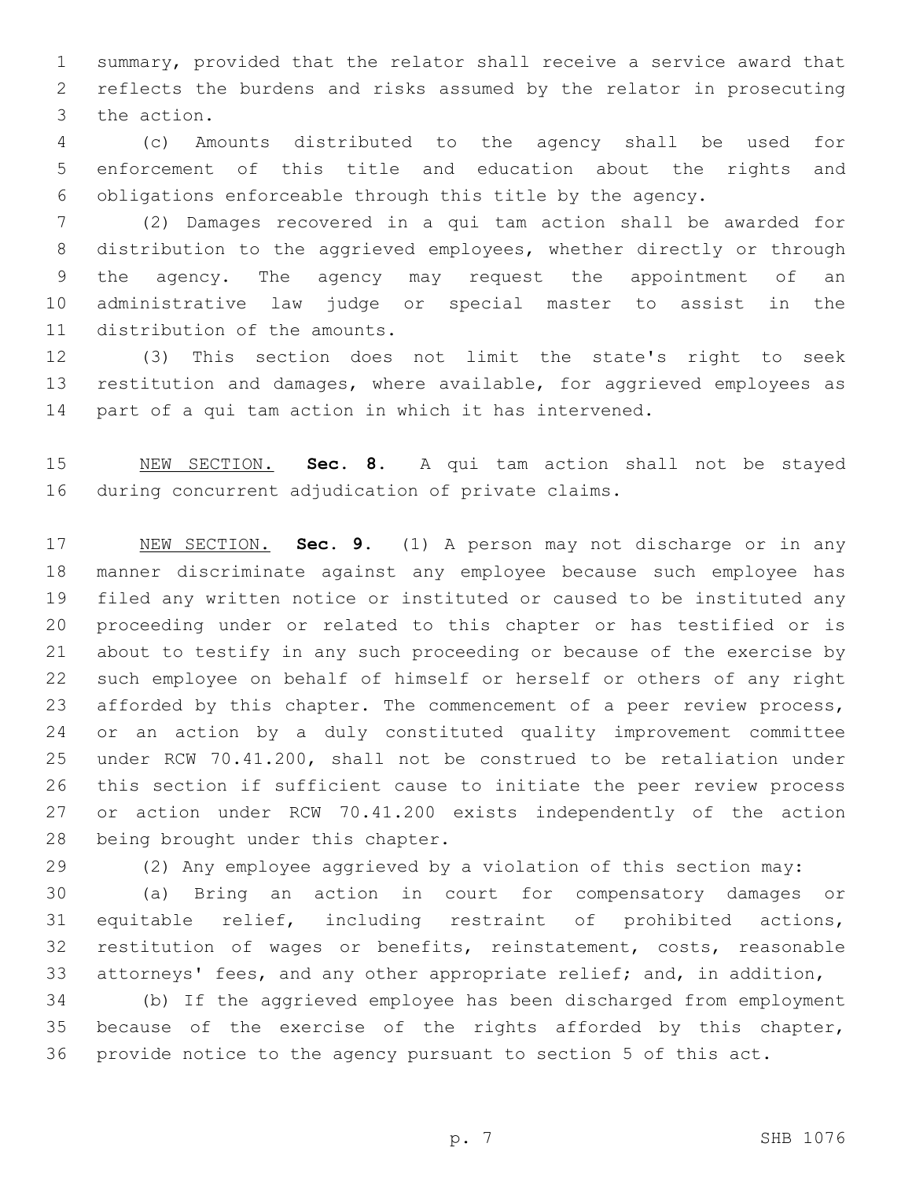summary, provided that the relator shall receive a service award that reflects the burdens and risks assumed by the relator in prosecuting the action.

(c) Amounts distributed to the agency shall be used for enforcement of this title and education about the rights and obligations enforceable through this title by the agency.

(2) Damages recovered in a qui tam action shall be awarded for distribution to the aggrieved employees, whether directly or through the agency. The agency may request the appointment of an administrative law judge or special master to assist in the distribution of the amounts.

(3) This section does not limit the state's right to seek restitution and damages, where available, for aggrieved employees as part of a qui tam action in which it has intervened.

NEW SECTION. **Sec. 8.** A qui tam action shall not be stayed during concurrent adjudication of private claims.

NEW SECTION. **Sec. 9.** (1) A person may not discharge or in any manner discriminate against any employee because such employee has filed any written notice or instituted or caused to be instituted any proceeding under or related to this chapter or has testified or is about to testify in any such proceeding or because of the exercise by such employee on behalf of himself or herself or others of any right afforded by this chapter. The commencement of a peer review process, or an action by a duly constituted quality improvement committee under RCW 70.41.200, shall not be construed to be retaliation under this section if sufficient cause to initiate the peer review process or action under RCW 70.41.200 exists independently of the action being brought under this chapter.

(2) Any employee aggrieved by a violation of this section may:

(a) Bring an action in court for compensatory damages or equitable relief, including restraint of prohibited actions, restitution of wages or benefits, reinstatement, costs, reasonable attorneys' fees, and any other appropriate relief; and, in addition,

(b) If the aggrieved employee has been discharged from employment because of the exercise of the rights afforded by this chapter, provide notice to the agency pursuant to section 5 of this act.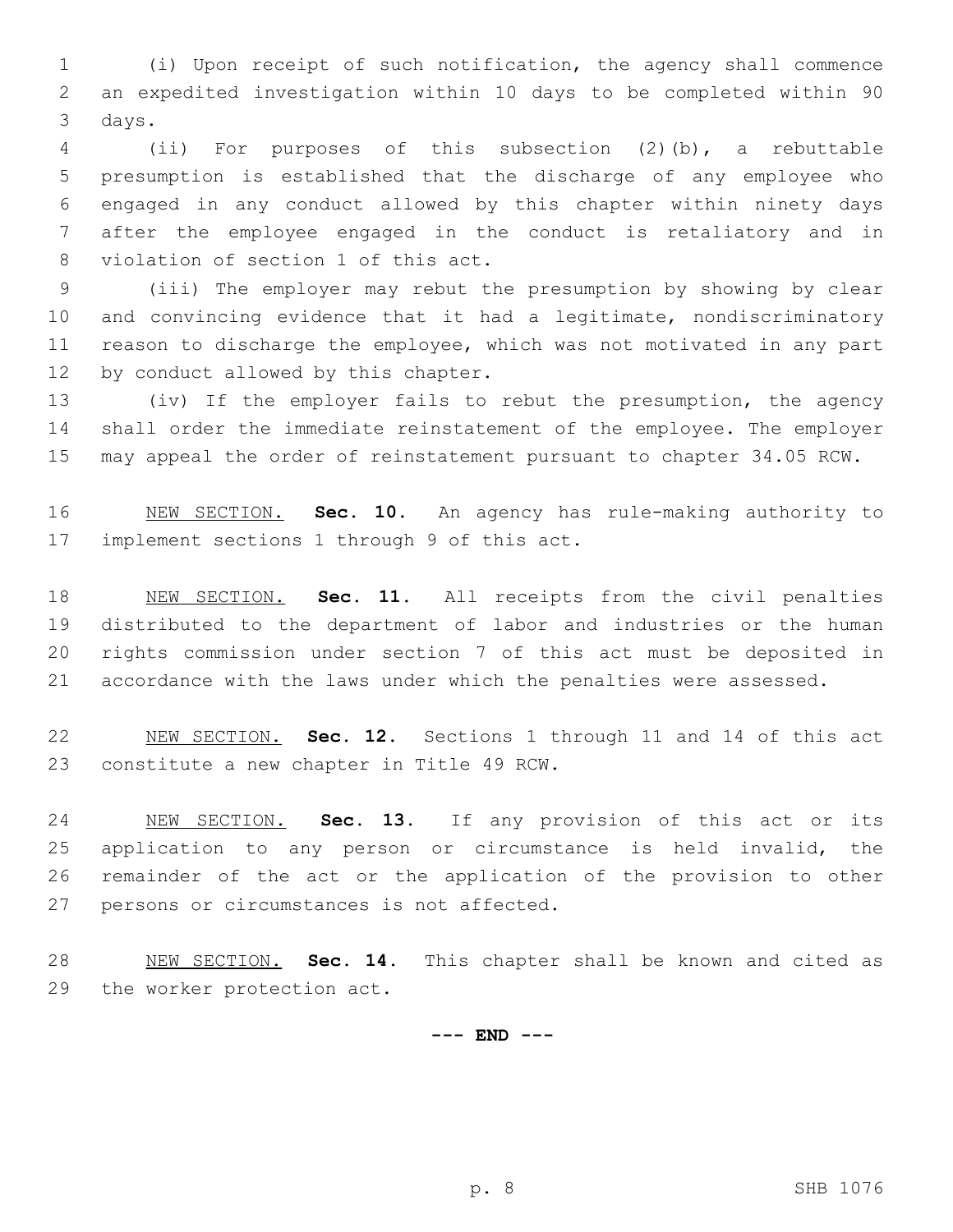(i) Upon receipt of such notification, the agency shall commence an expedited investigation within 10 days to be completed within 90 days.

(ii) For purposes of this subsection (2)(b), a rebuttable presumption is established that the discharge of any employee who engaged in any conduct allowed by this chapter within ninety days after the employee engaged in the conduct is retaliatory and in violation of section 1 of this act.

(iii) The employer may rebut the presumption by showing by clear and convincing evidence that it had a legitimate, nondiscriminatory reason to discharge the employee, which was not motivated in any part by conduct allowed by this chapter.

(iv) If the employer fails to rebut the presumption, the agency shall order the immediate reinstatement of the employee. The employer may appeal the order of reinstatement pursuant to chapter 34.05 RCW.

NEW SECTION. **Sec. 10.** An agency has rule-making authority to implement sections 1 through 9 of this act.

NEW SECTION. **Sec. 11.** All receipts from the civil penalties distributed to the department of labor and industries or the human rights commission under section 7 of this act must be deposited in accordance with the laws under which the penalties were assessed.

NEW SECTION. **Sec. 12.** Sections 1 through 11 and 14 of this act constitute a new chapter in Title 49 RCW.

NEW SECTION. **Sec. 13.** If any provision of this act or its application to any person or circumstance is held invalid, the remainder of the act or the application of the provision to other persons or circumstances is not affected.

NEW SECTION. **Sec. 14.** This chapter shall be known and cited as the worker protection act.

**--- END ---**